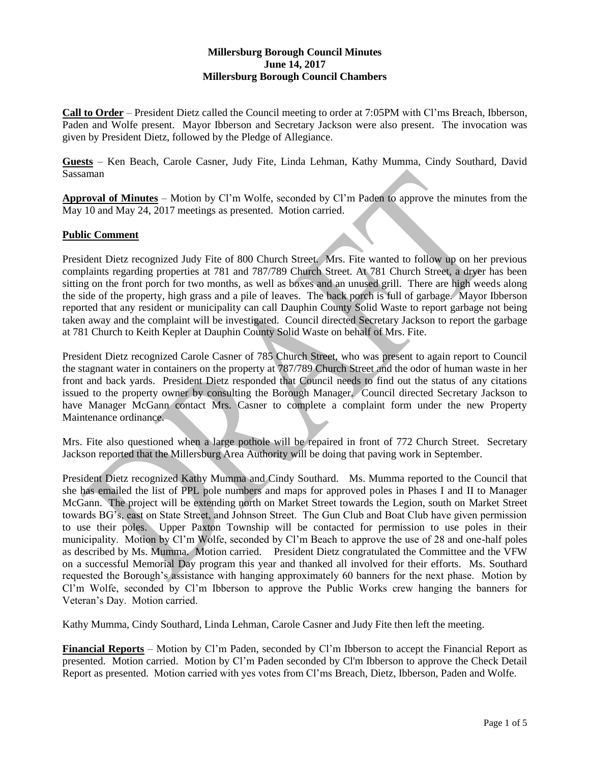**Millersburg Borough Council Minutes**
**June 14, 2017**
**Millersburg Borough Council Chambers**

**Call to Order** – President Dietz called the Council meeting to order at 7:05PM with Cl'ms Breach, Ibberson, Paden and Wolfe present. Mayor Ibberson and Secretary Jackson were also present. The invocation was given by President Dietz, followed by the Pledge of Allegiance.

**Guests** – Ken Beach, Carole Casner, Judy Fite, Linda Lehman, Kathy Mumma, Cindy Southard, David Sassaman

**Approval of Minutes** – Motion by Cl'm Wolfe, seconded by Cl'm Paden to approve the minutes from the May 10 and May 24, 2017 meetings as presented. Motion carried.

**Public Comment**

President Dietz recognized Judy Fite of 800 Church Street. Mrs. Fite wanted to follow up on her previous complaints regarding properties at 781 and 787/789 Church Street. At 781 Church Street, a dryer has been sitting on the front porch for two months, as well as boxes and an unused grill. There are high weeds along the side of the property, high grass and a pile of leaves. The back porch is full of garbage. Mayor Ibberson reported that any resident or municipality can call Dauphin County Solid Waste to report garbage not being taken away and the complaint will be investigated. Council directed Secretary Jackson to report the garbage at 781 Church to Keith Kepler at Dauphin County Solid Waste on behalf of Mrs. Fite.

President Dietz recognized Carole Casner of 785 Church Street, who was present to again report to Council the stagnant water in containers on the property at 787/789 Church Street and the odor of human waste in her front and back yards. President Dietz responded that Council needs to find out the status of any citations issued to the property owner by consulting the Borough Manager. Council directed Secretary Jackson to have Manager McGann contact Mrs. Casner to complete a complaint form under the new Property Maintenance ordinance.

Mrs. Fite also questioned when a large pothole will be repaired in front of 772 Church Street. Secretary Jackson reported that the Millersburg Area Authority will be doing that paving work in September.

President Dietz recognized Kathy Mumma and Cindy Southard. Ms. Mumma reported to the Council that she has emailed the list of PPL pole numbers and maps for approved poles in Phases I and II to Manager McGann. The project will be extending north on Market Street towards the Legion, south on Market Street towards BG's, east on State Street, and Johnson Street. The Gun Club and Boat Club have given permission to use their poles. Upper Paxton Township will be contacted for permission to use poles in their municipality. Motion by Cl'm Wolfe, seconded by Cl'm Beach to approve the use of 28 and one-half poles as described by Ms. Mumma. Motion carried. President Dietz congratulated the Committee and the VFW on a successful Memorial Day program this year and thanked all involved for their efforts. Ms. Southard requested the Borough's assistance with hanging approximately 60 banners for the next phase. Motion by Cl'm Wolfe, seconded by Cl'm Ibberson to approve the Public Works crew hanging the banners for Veteran's Day. Motion carried.

Kathy Mumma, Cindy Southard, Linda Lehman, Carole Casner and Judy Fite then left the meeting.

**Financial Reports** – Motion by Cl'm Paden, seconded by Cl'm Ibberson to accept the Financial Report as presented. Motion carried. Motion by Cl'm Paden seconded by Cl'm Ibberson to approve the Check Detail Report as presented. Motion carried with yes votes from Cl'ms Breach, Dietz, Ibberson, Paden and Wolfe.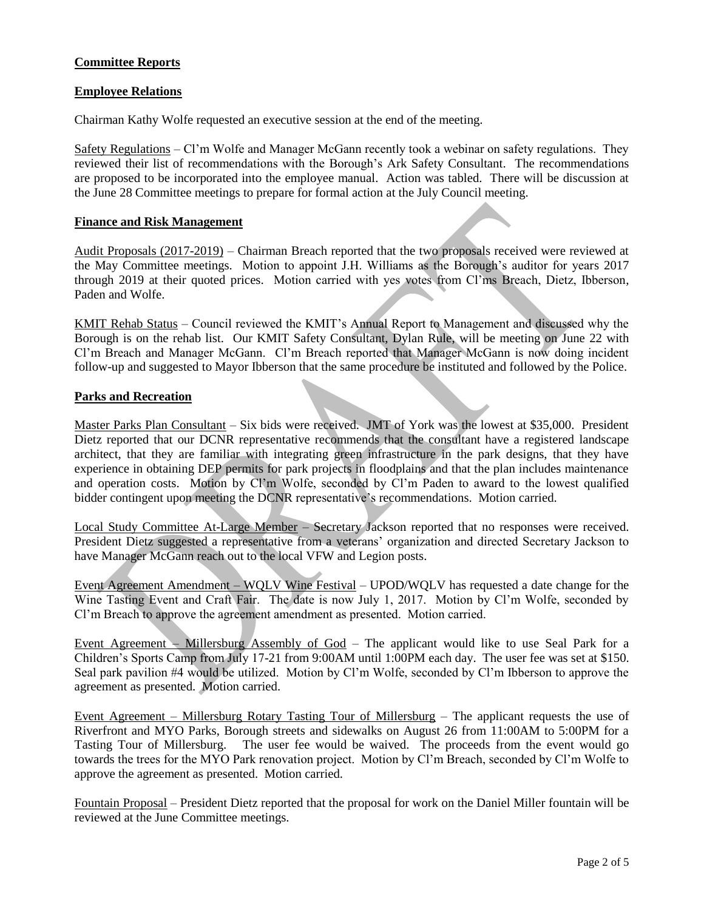**Committee Reports**

**Employee Relations**

Chairman Kathy Wolfe requested an executive session at the end of the meeting.

Safety Regulations – Cl'm Wolfe and Manager McGann recently took a webinar on safety regulations. They reviewed their list of recommendations with the Borough's Ark Safety Consultant. The recommendations are proposed to be incorporated into the employee manual. Action was tabled. There will be discussion at the June 28 Committee meetings to prepare for formal action at the July Council meeting.

**Finance and Risk Management**

Audit Proposals (2017-2019) – Chairman Breach reported that the two proposals received were reviewed at the May Committee meetings. Motion to appoint J.H. Williams as the Borough's auditor for years 2017 through 2019 at their quoted prices. Motion carried with yes votes from Cl'ms Breach, Dietz, Ibberson, Paden and Wolfe.

KMIT Rehab Status – Council reviewed the KMIT's Annual Report to Management and discussed why the Borough is on the rehab list. Our KMIT Safety Consultant, Dylan Rule, will be meeting on June 22 with Cl'm Breach and Manager McGann. Cl'm Breach reported that Manager McGann is now doing incident follow-up and suggested to Mayor Ibberson that the same procedure be instituted and followed by the Police.

**Parks and Recreation**

Master Parks Plan Consultant – Six bids were received. JMT of York was the lowest at $35,000. President Dietz reported that our DCNR representative recommends that the consultant have a registered landscape architect, that they are familiar with integrating green infrastructure in the park designs, that they have experience in obtaining DEP permits for park projects in floodplains and that the plan includes maintenance and operation costs. Motion by Cl'm Wolfe, seconded by Cl'm Paden to award to the lowest qualified bidder contingent upon meeting the DCNR representative's recommendations. Motion carried.

Local Study Committee At-Large Member – Secretary Jackson reported that no responses were received. President Dietz suggested a representative from a veterans' organization and directed Secretary Jackson to have Manager McGann reach out to the local VFW and Legion posts.

Event Agreement Amendment – WQLV Wine Festival – UPOD/WQLV has requested a date change for the Wine Tasting Event and Craft Fair. The date is now July 1, 2017. Motion by Cl'm Wolfe, seconded by Cl'm Breach to approve the agreement amendment as presented. Motion carried.

Event Agreement – Millersburg Assembly of God – The applicant would like to use Seal Park for a Children's Sports Camp from July 17-21 from 9:00AM until 1:00PM each day. The user fee was set at $150. Seal park pavilion #4 would be utilized. Motion by Cl'm Wolfe, seconded by Cl'm Ibberson to approve the agreement as presented. Motion carried.

Event Agreement – Millersburg Rotary Tasting Tour of Millersburg – The applicant requests the use of Riverfront and MYO Parks, Borough streets and sidewalks on August 26 from 11:00AM to 5:00PM for a Tasting Tour of Millersburg. The user fee would be waived. The proceeds from the event would go towards the trees for the MYO Park renovation project. Motion by Cl'm Breach, seconded by Cl'm Wolfe to approve the agreement as presented. Motion carried.

Fountain Proposal – President Dietz reported that the proposal for work on the Daniel Miller fountain will be reviewed at the June Committee meetings.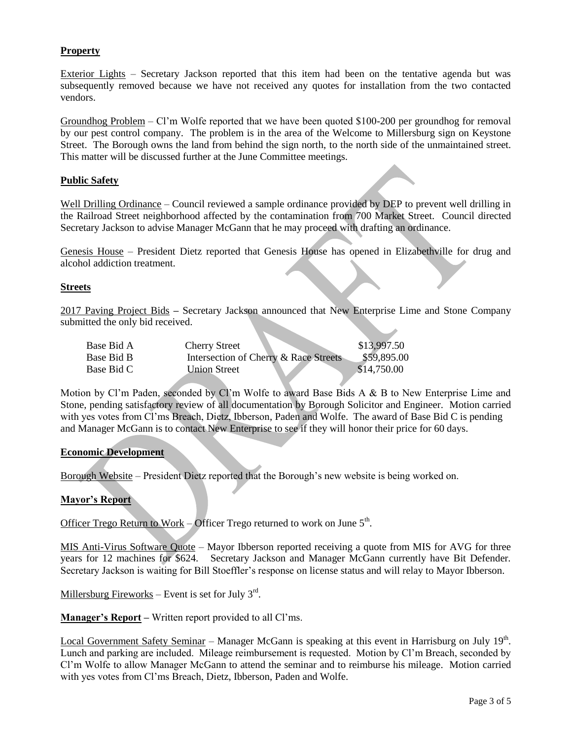**Property**

Exterior Lights – Secretary Jackson reported that this item had been on the tentative agenda but was subsequently removed because we have not received any quotes for installation from the two contacted vendors.

Groundhog Problem – Cl'm Wolfe reported that we have been quoted $100-200 per groundhog for removal by our pest control company. The problem is in the area of the Welcome to Millersburg sign on Keystone Street. The Borough owns the land from behind the sign north, to the north side of the unmaintained street. This matter will be discussed further at the June Committee meetings.

**Public Safety**

Well Drilling Ordinance – Council reviewed a sample ordinance provided by DEP to prevent well drilling in the Railroad Street neighborhood affected by the contamination from 700 Market Street. Council directed Secretary Jackson to advise Manager McGann that he may proceed with drafting an ordinance.

Genesis House – President Dietz reported that Genesis House has opened in Elizabethville for drug and alcohol addiction treatment.

**Streets**

2017 Paving Project Bids – Secretary Jackson announced that New Enterprise Lime and Stone Company submitted the only bid received.

| | | |
|---|---|---|
| Base Bid A | Cherry Street | $13,997.50 |
| Base Bid B | Intersection of Cherry & Race Streets | $59,895.00 |
| Base Bid C | Union Street | $14,750.00 |

Motion by Cl'm Paden, seconded by Cl'm Wolfe to award Base Bids A & B to New Enterprise Lime and Stone, pending satisfactory review of all documentation by Borough Solicitor and Engineer. Motion carried with yes votes from Cl'ms Breach, Dietz, Ibberson, Paden and Wolfe. The award of Base Bid C is pending and Manager McGann is to contact New Enterprise to see if they will honor their price for 60 days.

**Economic Development**

Borough Website – President Dietz reported that the Borough's new website is being worked on.

**Mayor's Report**

Officer Trego Return to Work – Officer Trego returned to work on June 5th.

MIS Anti-Virus Software Quote – Mayor Ibberson reported receiving a quote from MIS for AVG for three years for 12 machines for $624. Secretary Jackson and Manager McGann currently have Bit Defender. Secretary Jackson is waiting for Bill Stoeffler's response on license status and will relay to Mayor Ibberson.

Millersburg Fireworks – Event is set for July 3rd.

**Manager's Report –** Written report provided to all Cl'ms.

Local Government Safety Seminar – Manager McGann is speaking at this event in Harrisburg on July 19th. Lunch and parking are included. Mileage reimbursement is requested. Motion by Cl'm Breach, seconded by Cl'm Wolfe to allow Manager McGann to attend the seminar and to reimburse his mileage. Motion carried with yes votes from Cl'ms Breach, Dietz, Ibberson, Paden and Wolfe.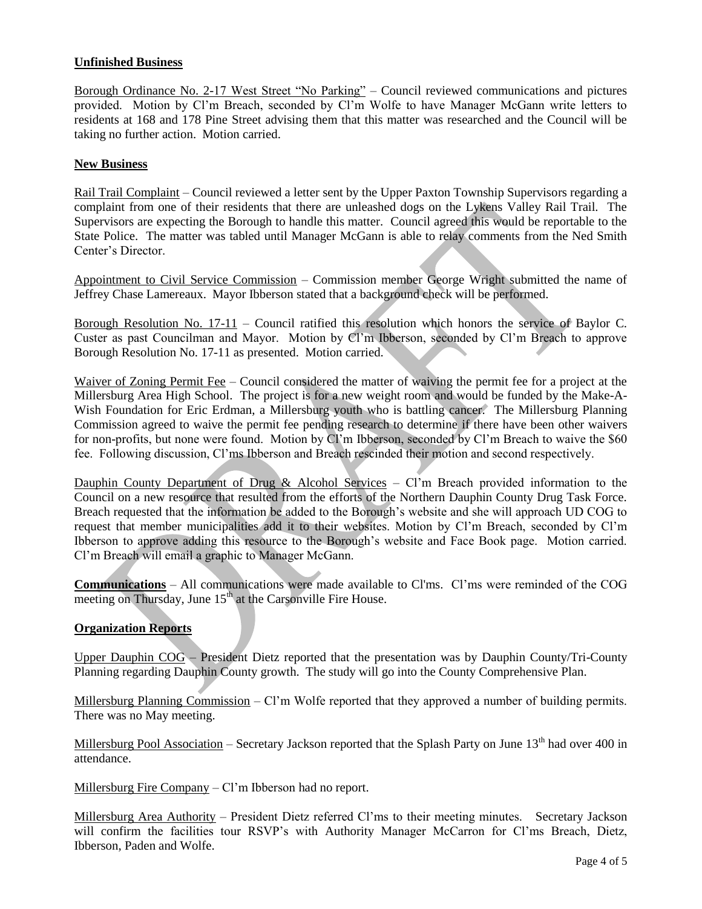**Unfinished Business**

Borough Ordinance No. 2-17 West Street "No Parking" – Council reviewed communications and pictures provided. Motion by Cl'm Breach, seconded by Cl'm Wolfe to have Manager McGann write letters to residents at 168 and 178 Pine Street advising them that this matter was researched and the Council will be taking no further action. Motion carried.

**New Business**

Rail Trail Complaint – Council reviewed a letter sent by the Upper Paxton Township Supervisors regarding a complaint from one of their residents that there are unleashed dogs on the Lykens Valley Rail Trail. The Supervisors are expecting the Borough to handle this matter. Council agreed this would be reportable to the State Police. The matter was tabled until Manager McGann is able to relay comments from the Ned Smith Center's Director.

Appointment to Civil Service Commission – Commission member George Wright submitted the name of Jeffrey Chase Lamereaux. Mayor Ibberson stated that a background check will be performed.

Borough Resolution No. 17-11 – Council ratified this resolution which honors the service of Baylor C. Custer as past Councilman and Mayor. Motion by Cl'm Ibberson, seconded by Cl'm Breach to approve Borough Resolution No. 17-11 as presented. Motion carried.

Waiver of Zoning Permit Fee – Council considered the matter of waiving the permit fee for a project at the Millersburg Area High School. The project is for a new weight room and would be funded by the Make-A-Wish Foundation for Eric Erdman, a Millersburg youth who is battling cancer. The Millersburg Planning Commission agreed to waive the permit fee pending research to determine if there have been other waivers for non-profits, but none were found. Motion by Cl'm Ibberson, seconded by Cl'm Breach to waive the $60 fee. Following discussion, Cl'ms Ibberson and Breach rescinded their motion and second respectively.

Dauphin County Department of Drug & Alcohol Services – Cl'm Breach provided information to the Council on a new resource that resulted from the efforts of the Northern Dauphin County Drug Task Force. Breach requested that the information be added to the Borough's website and she will approach UD COG to request that member municipalities add it to their websites. Motion by Cl'm Breach, seconded by Cl'm Ibberson to approve adding this resource to the Borough's website and Face Book page. Motion carried. Cl'm Breach will email a graphic to Manager McGann.

**Communications** – All communications were made available to Cl'ms. Cl'ms were reminded of the COG meeting on Thursday, June 15th at the Carsonville Fire House.

**Organization Reports**

Upper Dauphin COG – President Dietz reported that the presentation was by Dauphin County/Tri-County Planning regarding Dauphin County growth. The study will go into the County Comprehensive Plan.

Millersburg Planning Commission – Cl'm Wolfe reported that they approved a number of building permits. There was no May meeting.

Millersburg Pool Association – Secretary Jackson reported that the Splash Party on June 13th had over 400 in attendance.

Millersburg Fire Company – Cl'm Ibberson had no report.

Millersburg Area Authority – President Dietz referred Cl'ms to their meeting minutes. Secretary Jackson will confirm the facilities tour RSVP's with Authority Manager McCarron for Cl'ms Breach, Dietz, Ibberson, Paden and Wolfe.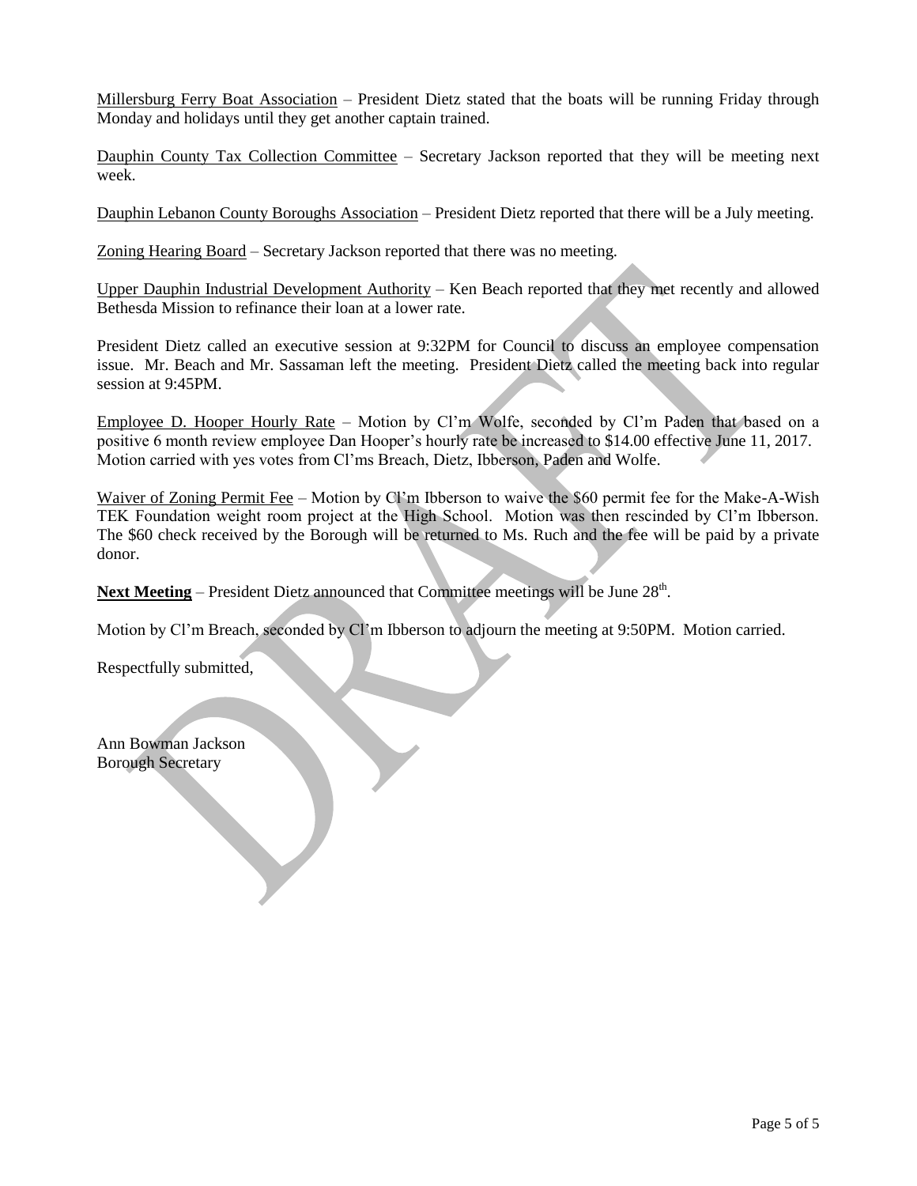Millersburg Ferry Boat Association – President Dietz stated that the boats will be running Friday through Monday and holidays until they get another captain trained.

Dauphin County Tax Collection Committee – Secretary Jackson reported that they will be meeting next week.

Dauphin Lebanon County Boroughs Association – President Dietz reported that there will be a July meeting.

Zoning Hearing Board – Secretary Jackson reported that there was no meeting.

Upper Dauphin Industrial Development Authority – Ken Beach reported that they met recently and allowed Bethesda Mission to refinance their loan at a lower rate.

President Dietz called an executive session at 9:32PM for Council to discuss an employee compensation issue. Mr. Beach and Mr. Sassaman left the meeting. President Dietz called the meeting back into regular session at 9:45PM.

Employee D. Hooper Hourly Rate – Motion by Cl'm Wolfe, seconded by Cl'm Paden that based on a positive 6 month review employee Dan Hooper's hourly rate be increased to $14.00 effective June 11, 2017. Motion carried with yes votes from Cl'ms Breach, Dietz, Ibberson, Paden and Wolfe.

Waiver of Zoning Permit Fee – Motion by Cl'm Ibberson to waive the $60 permit fee for the Make-A-Wish TEK Foundation weight room project at the High School. Motion was then rescinded by Cl'm Ibberson. The $60 check received by the Borough will be returned to Ms. Ruch and the fee will be paid by a private donor.

**Next Meeting** – President Dietz announced that Committee meetings will be June 28th.

Motion by Cl'm Breach, seconded by Cl'm Ibberson to adjourn the meeting at 9:50PM. Motion carried.

Respectfully submitted,

Ann Bowman Jackson
Borough Secretary